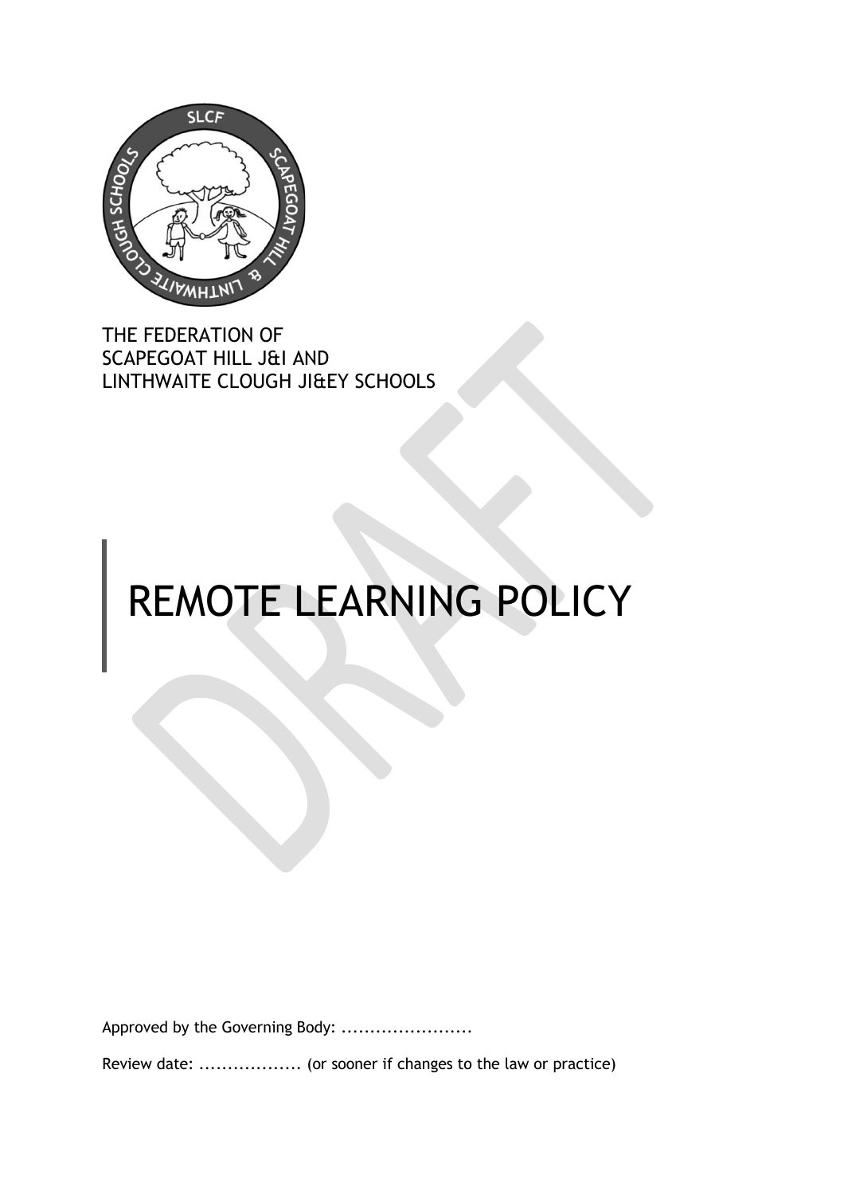THE FEDERATION OF
SCAPEGOAT HILL J&I AND
LINTHWAITE CLOUGH JI&EY SCHOOLS

# REMOTE LEARNING POLICY

Approved by the Governing Body: .......................

Review date: .................. (or sooner if changes to the law or practice)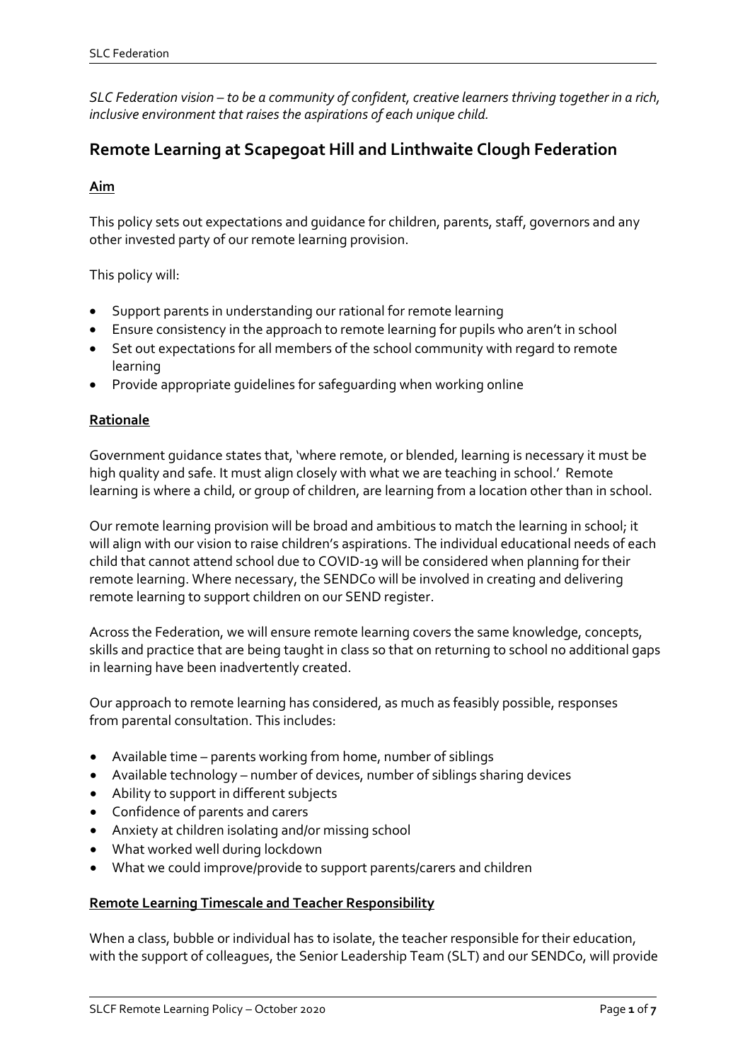*SLC Federation vision – to be a community of confident, creative learners thriving together in a rich, inclusive environment that raises the aspirations of each unique child.*

## Remote Learning at Scapegoat Hill and Linthwaite Clough Federation

### Aim

This policy sets out expectations and guidance for children, parents, staff, governors and any other invested party of our remote learning provision.

This policy will:

- Support parents in understanding our rational for remote learning
- Ensure consistency in the approach to remote learning for pupils who aren't in school
- Set out expectations for all members of the school community with regard to remote learning
- Provide appropriate guidelines for safeguarding when working online

### Rationale

Government guidance states that, 'where remote, or blended, learning is necessary it must be high quality and safe. It must align closely with what we are teaching in school.' Remote learning is where a child, or group of children, are learning from a location other than in school.

Our remote learning provision will be broad and ambitious to match the learning in school; it will align with our vision to raise children's aspirations. The individual educational needs of each child that cannot attend school due to COVID-19 will be considered when planning for their remote learning. Where necessary, the SENDCo will be involved in creating and delivering remote learning to support children on our SEND register.

Across the Federation, we will ensure remote learning covers the same knowledge, concepts, skills and practice that are being taught in class so that on returning to school no additional gaps in learning have been inadvertently created.

Our approach to remote learning has considered, as much as feasibly possible, responses from parental consultation. This includes:

- Available time – parents working from home, number of siblings
- Available technology – number of devices, number of siblings sharing devices
- Ability to support in different subjects
- Confidence of parents and carers
- Anxiety at children isolating and/or missing school
- What worked well during lockdown
- What we could improve/provide to support parents/carers and children

### Remote Learning Timescale and Teacher Responsibility

When a class, bubble or individual has to isolate, the teacher responsible for their education, with the support of colleagues, the Senior Leadership Team (SLT) and our SENDCo, will provide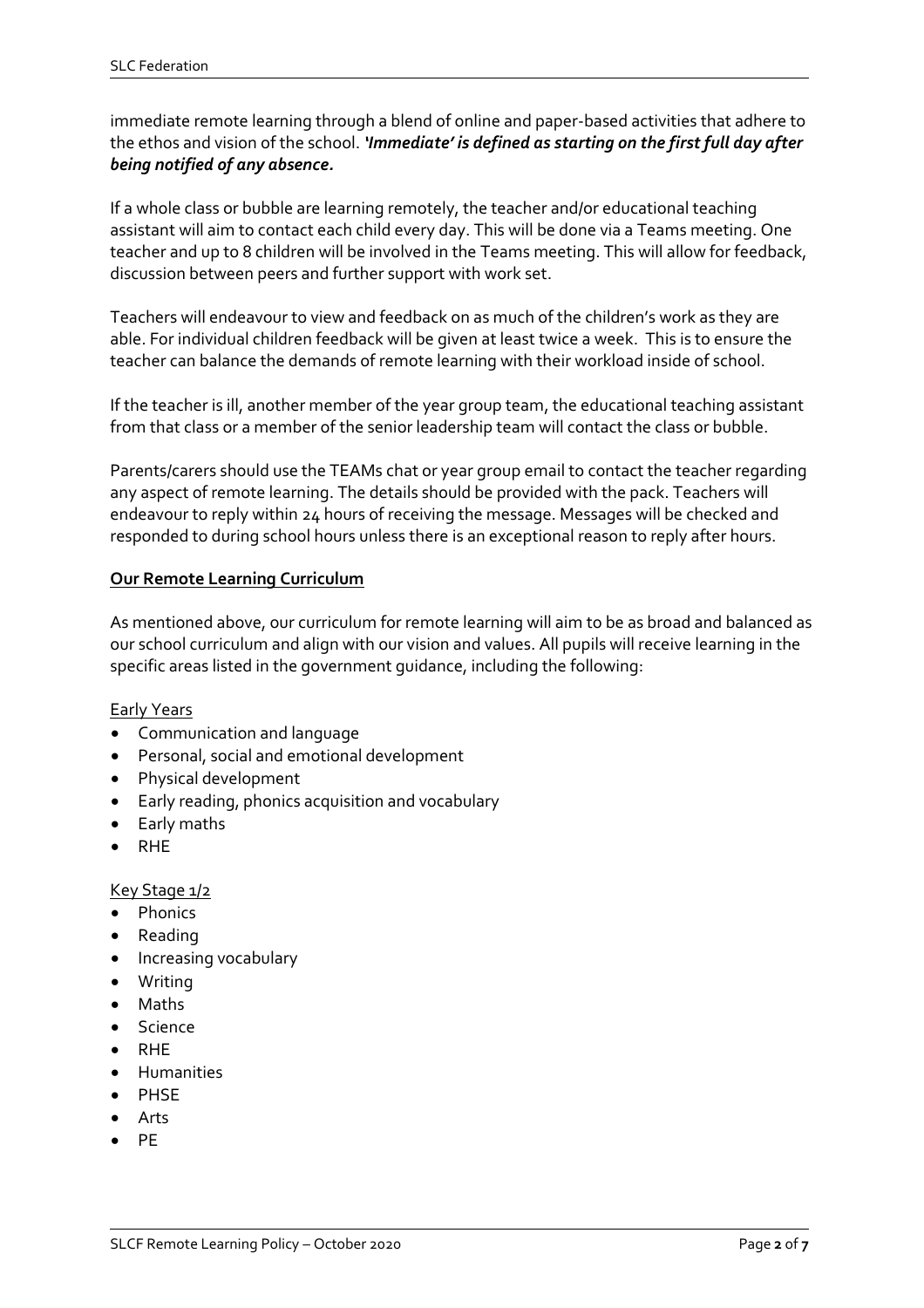immediate remote learning through a blend of online and paper-based activities that adhere to the ethos and vision of the school. ***'Immediate' is defined as starting on the first full day after being notified of any absence.***

If a whole class or bubble are learning remotely, the teacher and/or educational teaching assistant will aim to contact each child every day. This will be done via a Teams meeting. One teacher and up to 8 children will be involved in the Teams meeting. This will allow for feedback, discussion between peers and further support with work set.

Teachers will endeavour to view and feedback on as much of the children's work as they are able. For individual children feedback will be given at least twice a week. This is to ensure the teacher can balance the demands of remote learning with their workload inside of school.

If the teacher is ill, another member of the year group team, the educational teaching assistant from that class or a member of the senior leadership team will contact the class or bubble.

Parents/carers should use the TEAMs chat or year group email to contact the teacher regarding any aspect of remote learning. The details should be provided with the pack. Teachers will endeavour to reply within 24 hours of receiving the message. Messages will be checked and responded to during school hours unless there is an exceptional reason to reply after hours.

## Our Remote Learning Curriculum

As mentioned above, our curriculum for remote learning will aim to be as broad and balanced as our school curriculum and align with our vision and values. All pupils will receive learning in the specific areas listed in the government guidance, including the following:

### Early Years

- Communication and language
- Personal, social and emotional development
- Physical development
- Early reading, phonics acquisition and vocabulary
- Early maths
- RHE

### Key Stage 1/2

- Phonics
- Reading
- Increasing vocabulary
- Writing
- Maths
- Science
- RHE
- Humanities
- PHSE
- Arts
- PE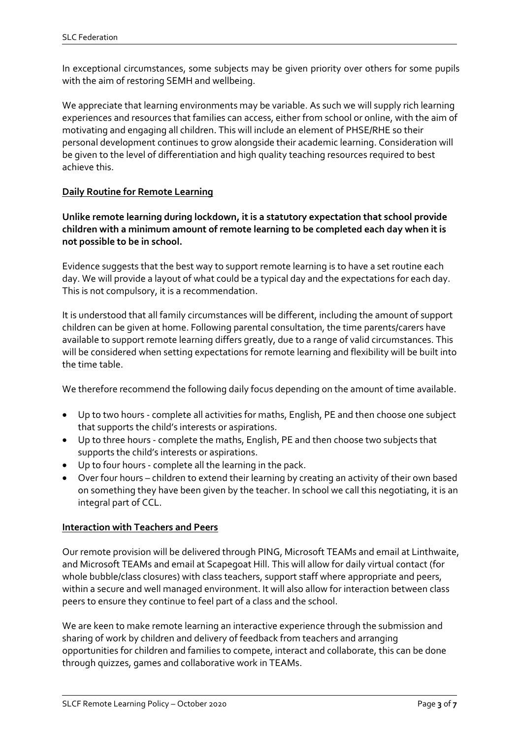In exceptional circumstances, some subjects may be given priority over others for some pupils with the aim of restoring SEMH and wellbeing.

We appreciate that learning environments may be variable. As such we will supply rich learning experiences and resources that families can access, either from school or online, with the aim of motivating and engaging all children. This will include an element of PHSE/RHE so their personal development continues to grow alongside their academic learning. Consideration will be given to the level of differentiation and high quality teaching resources required to best achieve this.

## Daily Routine for Remote Learning

**Unlike remote learning during lockdown, it is a statutory expectation that school provide children with a minimum amount of remote learning to be completed each day when it is not possible to be in school.**

Evidence suggests that the best way to support remote learning is to have a set routine each day. We will provide a layout of what could be a typical day and the expectations for each day. This is not compulsory, it is a recommendation.

It is understood that all family circumstances will be different, including the amount of support children can be given at home. Following parental consultation, the time parents/carers have available to support remote learning differs greatly, due to a range of valid circumstances. This will be considered when setting expectations for remote learning and flexibility will be built into the time table.

We therefore recommend the following daily focus depending on the amount of time available.

- Up to two hours - complete all activities for maths, English, PE and then choose one subject that supports the child's interests or aspirations.
- Up to three hours - complete the maths, English, PE and then choose two subjects that supports the child's interests or aspirations.
- Up to four hours - complete all the learning in the pack.
- Over four hours – children to extend their learning by creating an activity of their own based on something they have been given by the teacher. In school we call this negotiating, it is an integral part of CCL.

## Interaction with Teachers and Peers

Our remote provision will be delivered through PING, Microsoft TEAMs and email at Linthwaite, and Microsoft TEAMs and email at Scapegoat Hill. This will allow for daily virtual contact (for whole bubble/class closures) with class teachers, support staff where appropriate and peers, within a secure and well managed environment. It will also allow for interaction between class peers to ensure they continue to feel part of a class and the school.

We are keen to make remote learning an interactive experience through the submission and sharing of work by children and delivery of feedback from teachers and arranging opportunities for children and families to compete, interact and collaborate, this can be done through quizzes, games and collaborative work in TEAMs.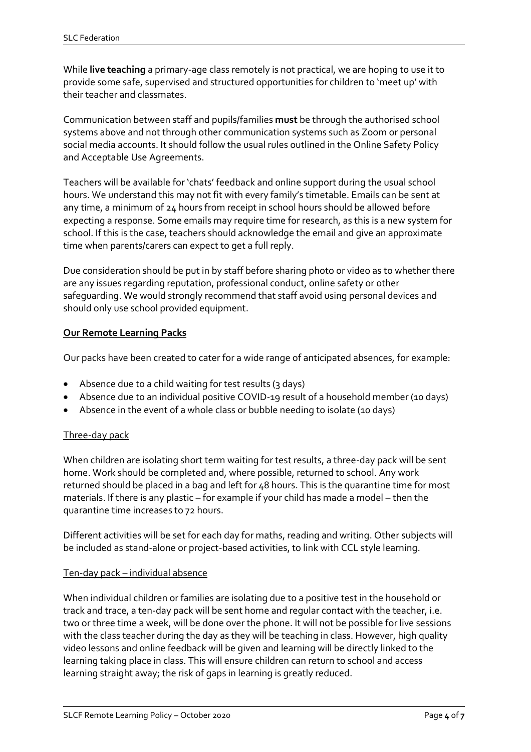While **live teaching** a primary-age class remotely is not practical, we are hoping to use it to provide some safe, supervised and structured opportunities for children to 'meet up' with their teacher and classmates.

Communication between staff and pupils/families **must** be through the authorised school systems above and not through other communication systems such as Zoom or personal social media accounts. It should follow the usual rules outlined in the Online Safety Policy and Acceptable Use Agreements.

Teachers will be available for 'chats' feedback and online support during the usual school hours. We understand this may not fit with every family's timetable. Emails can be sent at any time, a minimum of 24 hours from receipt in school hours should be allowed before expecting a response. Some emails may require time for research, as this is a new system for school. If this is the case, teachers should acknowledge the email and give an approximate time when parents/carers can expect to get a full reply.

Due consideration should be put in by staff before sharing photo or video as to whether there are any issues regarding reputation, professional conduct, online safety or other safeguarding. We would strongly recommend that staff avoid using personal devices and should only use school provided equipment.

## Our Remote Learning Packs

Our packs have been created to cater for a wide range of anticipated absences, for example:

- Absence due to a child waiting for test results (3 days)
- Absence due to an individual positive COVID-19 result of a household member (10 days)
- Absence in the event of a whole class or bubble needing to isolate (10 days)

### Three-day pack

When children are isolating short term waiting for test results, a three-day pack will be sent home. Work should be completed and, where possible, returned to school. Any work returned should be placed in a bag and left for 48 hours. This is the quarantine time for most materials. If there is any plastic – for example if your child has made a model – then the quarantine time increases to 72 hours.

Different activities will be set for each day for maths, reading and writing. Other subjects will be included as stand-alone or project-based activities, to link with CCL style learning.

### Ten-day pack – individual absence

When individual children or families are isolating due to a positive test in the household or track and trace, a ten-day pack will be sent home and regular contact with the teacher, i.e. two or three time a week, will be done over the phone. It will not be possible for live sessions with the class teacher during the day as they will be teaching in class. However, high quality video lessons and online feedback will be given and learning will be directly linked to the learning taking place in class. This will ensure children can return to school and access learning straight away; the risk of gaps in learning is greatly reduced.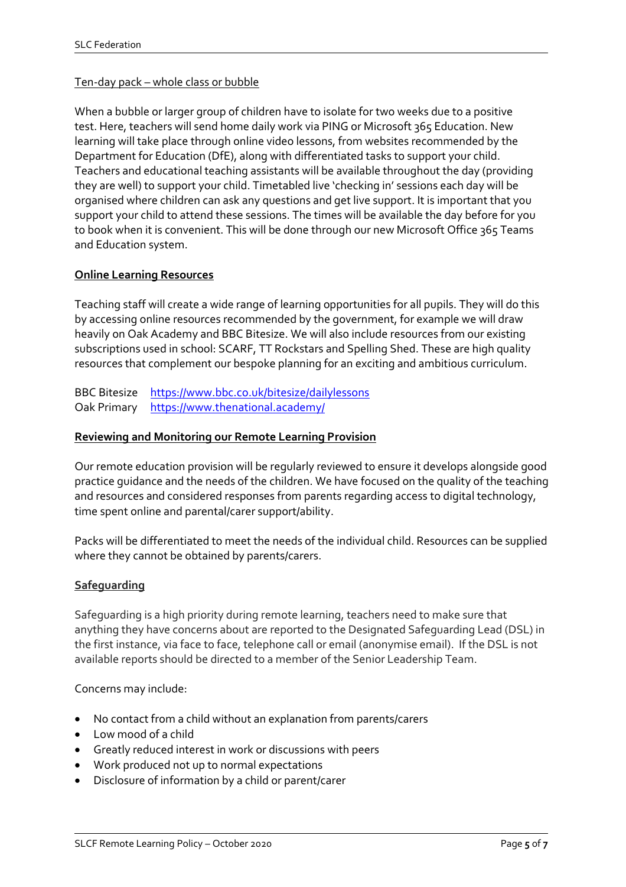Ten-day pack – whole class or bubble

When a bubble or larger group of children have to isolate for two weeks due to a positive test. Here, teachers will send home daily work via PING or Microsoft 365 Education. New learning will take place through online video lessons, from websites recommended by the Department for Education (DfE), along with differentiated tasks to support your child. Teachers and educational teaching assistants will be available throughout the day (providing they are well) to support your child. Timetabled live 'checking in' sessions each day will be organised where children can ask any questions and get live support. It is important that you support your child to attend these sessions. The times will be available the day before for you to book when it is convenient. This will be done through our new Microsoft Office 365 Teams and Education system.

## Online Learning Resources

Teaching staff will create a wide range of learning opportunities for all pupils. They will do this by accessing online resources recommended by the government, for example we will draw heavily on Oak Academy and BBC Bitesize. We will also include resources from our existing subscriptions used in school: SCARF, TT Rockstars and Spelling Shed. These are high quality resources that complement our bespoke planning for an exciting and ambitious curriculum.

BBC Bitesize https://www.bbc.co.uk/bitesize/dailylessons
Oak Primary https://www.thenational.academy/

## Reviewing and Monitoring our Remote Learning Provision

Our remote education provision will be regularly reviewed to ensure it develops alongside good practice guidance and the needs of the children. We have focused on the quality of the teaching and resources and considered responses from parents regarding access to digital technology, time spent online and parental/carer support/ability.

Packs will be differentiated to meet the needs of the individual child. Resources can be supplied where they cannot be obtained by parents/carers.

## Safeguarding

Safeguarding is a high priority during remote learning, teachers need to make sure that anything they have concerns about are reported to the Designated Safeguarding Lead (DSL) in the first instance, via face to face, telephone call or email (anonymise email). If the DSL is not available reports should be directed to a member of the Senior Leadership Team.

Concerns may include:

- No contact from a child without an explanation from parents/carers
- Low mood of a child
- Greatly reduced interest in work or discussions with peers
- Work produced not up to normal expectations
- Disclosure of information by a child or parent/carer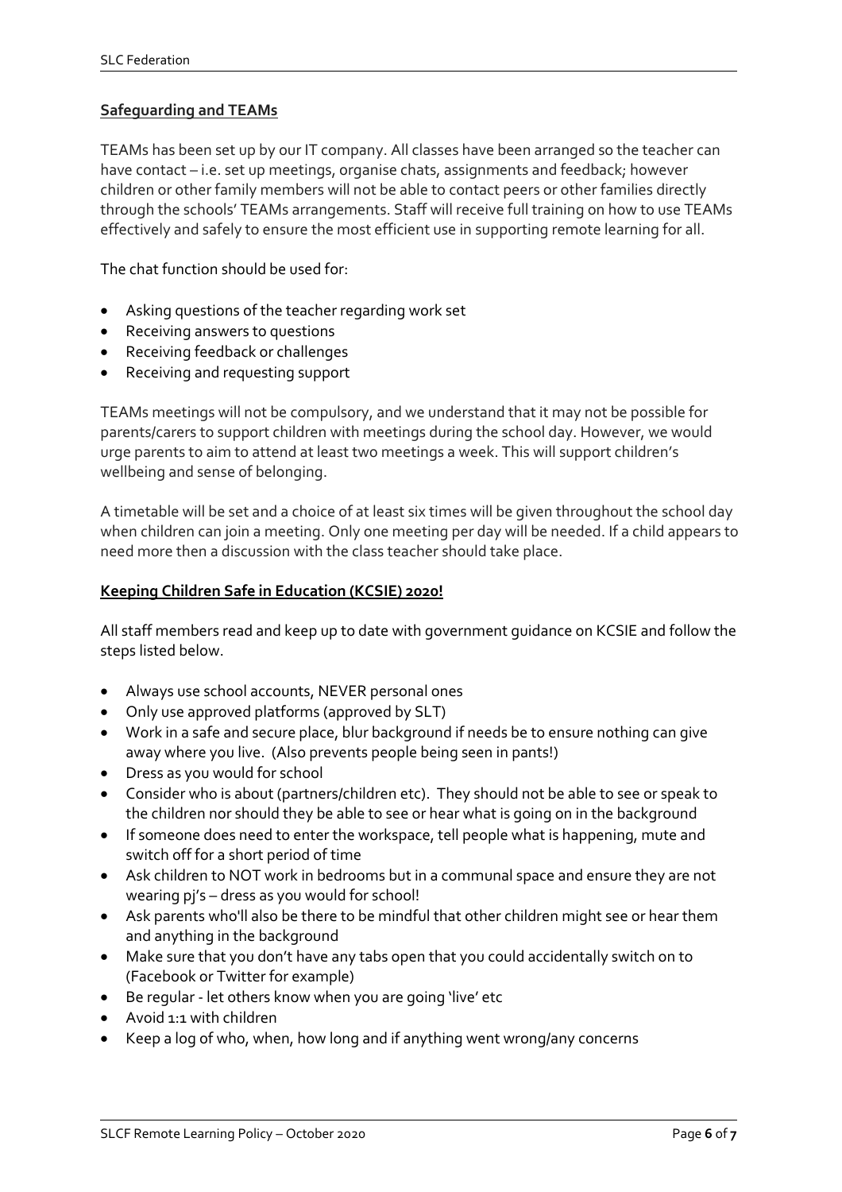## **Safeguarding and TEAMs**

TEAMs has been set up by our IT company. All classes have been arranged so the teacher can have contact – i.e. set up meetings, organise chats, assignments and feedback; however children or other family members will not be able to contact peers or other families directly through the schools' TEAMs arrangements. Staff will receive full training on how to use TEAMs effectively and safely to ensure the most efficient use in supporting remote learning for all.

The chat function should be used for:

- Asking questions of the teacher regarding work set
- Receiving answers to questions
- Receiving feedback or challenges
- Receiving and requesting support

TEAMs meetings will not be compulsory, and we understand that it may not be possible for parents/carers to support children with meetings during the school day. However, we would urge parents to aim to attend at least two meetings a week. This will support children's wellbeing and sense of belonging.

A timetable will be set and a choice of at least six times will be given throughout the school day when children can join a meeting. Only one meeting per day will be needed. If a child appears to need more then a discussion with the class teacher should take place.

## **Keeping Children Safe in Education (KCSIE) 2020!**

All staff members read and keep up to date with government guidance on KCSIE and follow the steps listed below.

- Always use school accounts, NEVER personal ones
- Only use approved platforms (approved by SLT)
- Work in a safe and secure place, blur background if needs be to ensure nothing can give away where you live. (Also prevents people being seen in pants!)
- Dress as you would for school
- Consider who is about (partners/children etc). They should not be able to see or speak to the children nor should they be able to see or hear what is going on in the background
- If someone does need to enter the workspace, tell people what is happening, mute and switch off for a short period of time
- Ask children to NOT work in bedrooms but in a communal space and ensure they are not wearing pj's – dress as you would for school!
- Ask parents who'll also be there to be mindful that other children might see or hear them and anything in the background
- Make sure that you don't have any tabs open that you could accidentally switch on to (Facebook or Twitter for example)
- Be regular - let others know when you are going 'live' etc
- Avoid 1:1 with children
- Keep a log of who, when, how long and if anything went wrong/any concerns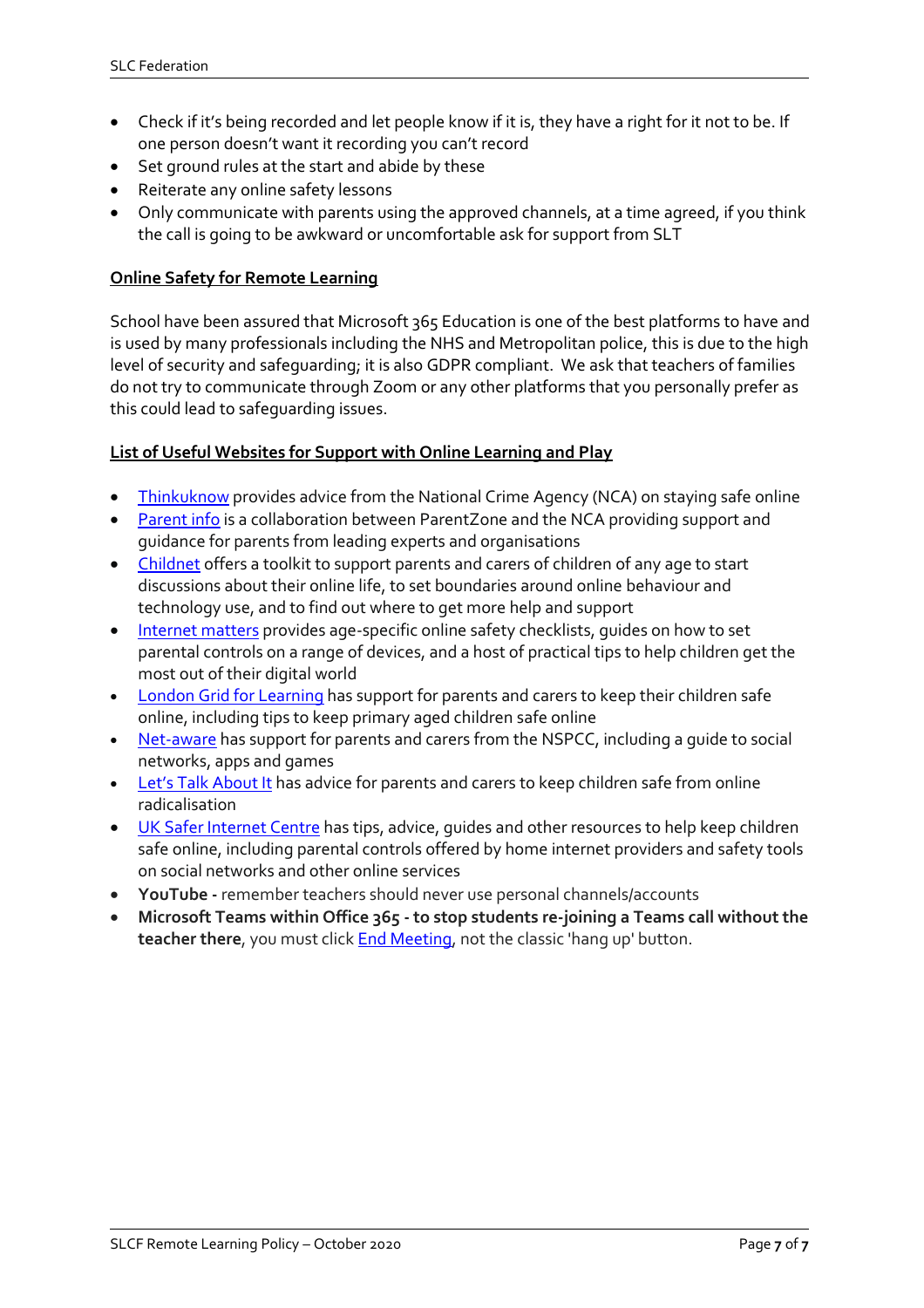- Check if it's being recorded and let people know if it is, they have a right for it not to be. If one person doesn't want it recording you can't record
- Set ground rules at the start and abide by these
- Reiterate any online safety lessons
- Only communicate with parents using the approved channels, at a time agreed, if you think the call is going to be awkward or uncomfortable ask for support from SLT

## Online Safety for Remote Learning

School have been assured that Microsoft 365 Education is one of the best platforms to have and is used by many professionals including the NHS and Metropolitan police, this is due to the high level of security and safeguarding; it is also GDPR compliant. We ask that teachers of families do not try to communicate through Zoom or any other platforms that you personally prefer as this could lead to safeguarding issues.

## List of Useful Websites for Support with Online Learning and Play

- Thinkuknow provides advice from the National Crime Agency (NCA) on staying safe online
- Parent info is a collaboration between ParentZone and the NCA providing support and guidance for parents from leading experts and organisations
- Childnet offers a toolkit to support parents and carers of children of any age to start discussions about their online life, to set boundaries around online behaviour and technology use, and to find out where to get more help and support
- Internet matters provides age-specific online safety checklists, guides on how to set parental controls on a range of devices, and a host of practical tips to help children get the most out of their digital world
- London Grid for Learning has support for parents and carers to keep their children safe online, including tips to keep primary aged children safe online
- Net-aware has support for parents and carers from the NSPCC, including a guide to social networks, apps and games
- Let's Talk About It has advice for parents and carers to keep children safe from online radicalisation
- UK Safer Internet Centre has tips, advice, guides and other resources to help keep children safe online, including parental controls offered by home internet providers and safety tools on social networks and other online services
- **YouTube -** remember teachers should never use personal channels/accounts
- **Microsoft Teams within Office 365 - to stop students re-joining a Teams call without the teacher there**, you must click End Meeting, not the classic 'hang up' button.